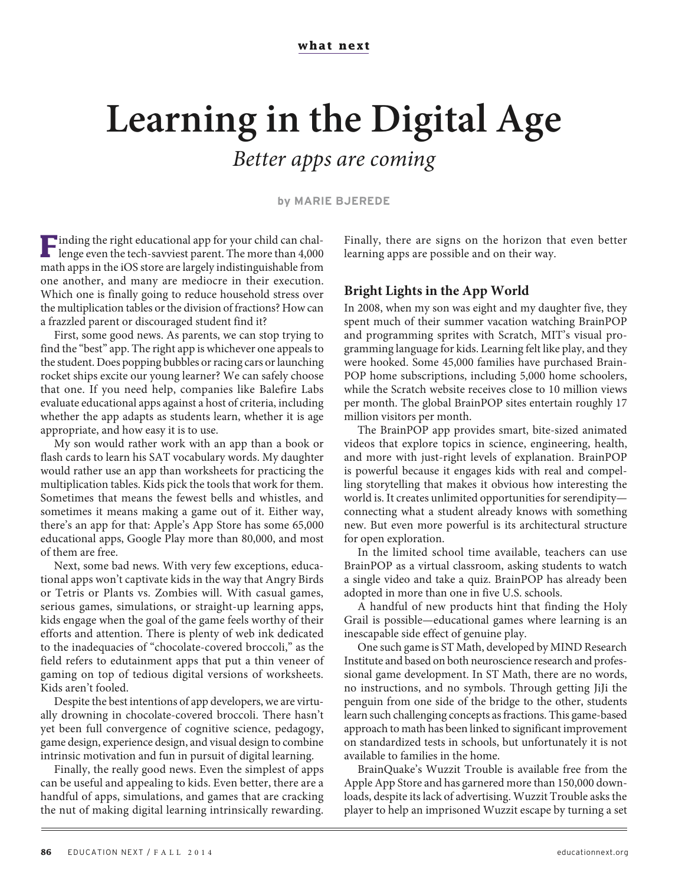**what next**

# Learning in the Digital Age

*Better apps are coming*

by MARIE BJEREDE

Finding the right educational app for your child can challenge even the tech-savviest parent. The more than 4,000 math apps in the iOS store are largely indistinguishable from one another, and many are mediocre in their execution. Which one is finally going to reduce household stress over the multiplication tables or the division of fractions? How can a frazzled parent or discouraged student find it?

First, some good news. As parents, we can stop trying to find the "best" app. The right app is whichever one appeals to the student. Does popping bubbles or racing cars or launching rocket ships excite our young learner? We can safely choose that one. If you need help, companies like Balefire Labs evaluate educational apps against a host of criteria, including whether the app adapts as students learn, whether it is age appropriate, and how easy it is to use.

My son would rather work with an app than a book or flash cards to learn his SAT vocabulary words. My daughter would rather use an app than worksheets for practicing the multiplication tables. Kids pick the tools that work for them. Sometimes that means the fewest bells and whistles, and sometimes it means making a game out of it. Either way, there's an app for that: Apple's App Store has some 65,000 educational apps, Google Play more than 80,000, and most of them are free.

Next, some bad news. With very few exceptions, educational apps won't captivate kids in the way that Angry Birds or Tetris or Plants vs. Zombies will. With casual games, serious games, simulations, or straight-up learning apps, kids engage when the goal of the game feels worthy of their efforts and attention. There is plenty of web ink dedicated to the inadequacies of "chocolate-covered broccoli," as the field refers to edutainment apps that put a thin veneer of gaming on top of tedious digital versions of worksheets. Kids aren't fooled.

Despite the best intentions of app developers, we are virtually drowning in chocolate-covered broccoli. There hasn't yet been full convergence of cognitive science, pedagogy, game design, experience design, and visual design to combine intrinsic motivation and fun in pursuit of digital learning.

Finally, the really good news. Even the simplest of apps can be useful and appealing to kids. Even better, there are a handful of apps, simulations, and games that are cracking the nut of making digital learning intrinsically rewarding. Finally, there are signs on the horizon that even better learning apps are possible and on their way.

## Bright Lights in the App World

In 2008, when my son was eight and my daughter five, they spent much of their summer vacation watching BrainPOP and programming sprites with Scratch, MIT's visual programming language for kids. Learning felt like play, and they were hooked. Some 45,000 families have purchased BrainPOP home subscriptions, including 5,000 home schoolers, while the Scratch website receives close to 10 million views per month. The global BrainPOP sites entertain roughly 17 million visitors per month.

The BrainPOP app provides smart, bite-sized animated videos that explore topics in science, engineering, health, and more with just-right levels of explanation. BrainPOP is powerful because it engages kids with real and compelling storytelling that makes it obvious how interesting the world is. It creates unlimited opportunities for serendipity—connecting what a student already knows with something new. But even more powerful is its architectural structure for open exploration.

In the limited school time available, teachers can use BrainPOP as a virtual classroom, asking students to watch a single video and take a quiz. BrainPOP has already been adopted in more than one in five U.S. schools.

A handful of new products hint that finding the Holy Grail is possible—educational games where learning is an inescapable side effect of genuine play.

One such game is ST Math, developed by MIND Research Institute and based on both neuroscience research and professional game development. In ST Math, there are no words, no instructions, and no symbols. Through getting JiJi the penguin from one side of the bridge to the other, students learn such challenging concepts as fractions. This game-based approach to math has been linked to significant improvement on standardized tests in schools, but unfortunately it is not available to families in the home.

BrainQuake's Wuzzit Trouble is available free from the Apple App Store and has garnered more than 150,000 downloads, despite its lack of advertising. Wuzzit Trouble asks the player to help an imprisoned Wuzzit escape by turning a set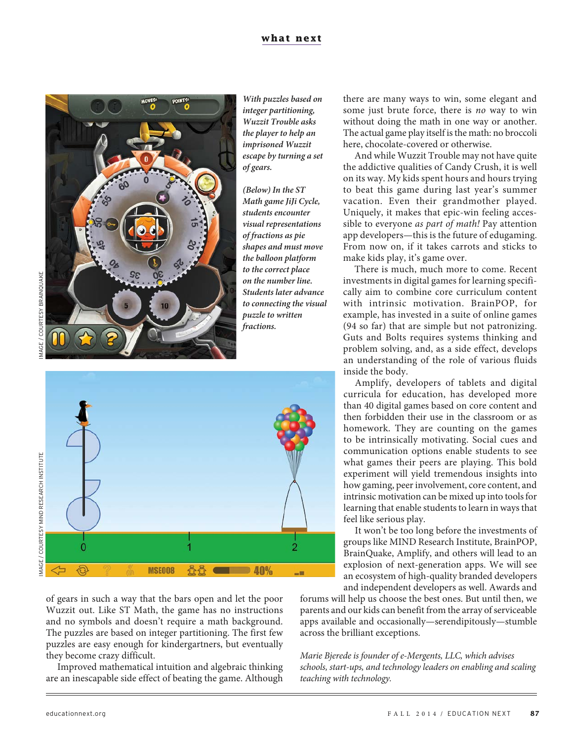*With puzzles based on integer partitioning, Wuzzit Trouble asks the player to help an imprisoned Wuzzit escape by turning a set of gears.*

*(Below) In the ST Math game JiJi Cycle, students encounter visual representations of fractions as pie shapes and must move the balloon platform to the correct place on the number line. Students later advance to connecting the visual puzzle to written fractions.*

of gears in such a way that the bars open and let the poor Wuzzit out. Like ST Math, the game has no instructions and no symbols and doesn't require a math background. The puzzles are based on integer partitioning. The first few puzzles are easy enough for kindergartners, but eventually they become crazy difficult.

Improved mathematical intuition and algebraic thinking are an inescapable side effect of beating the game. Although there are many ways to win, some elegant and some just brute force, there is *no* way to win without doing the math in one way or another. The actual game play itself is the math: no broccoli here, chocolate-covered or otherwise.

And while Wuzzit Trouble may not have quite the addictive qualities of Candy Crush, it is well on its way. My kids spent hours and hours trying to beat this game during last year's summer vacation. Even their grandmother played. Uniquely, it makes that epic-win feeling accessible to everyone *as part of math!* Pay attention app developers—this is the future of edugaming. From now on, if it takes carrots and sticks to make kids play, it's game over.

There is much, much more to come. Recent investments in digital games for learning specifically aim to combine core curriculum content with intrinsic motivation. BrainPOP, for example, has invested in a suite of online games (94 so far) that are simple but not patronizing. Guts and Bolts requires systems thinking and problem solving, and, as a side effect, develops an understanding of the role of various fluids inside the body.

Amplify, developers of tablets and digital curricula for education, has developed more than 40 digital games based on core content and then forbidden their use in the classroom or as homework. They are counting on the games to be intrinsically motivating. Social cues and communication options enable students to see what games their peers are playing. This bold experiment will yield tremendous insights into how gaming, peer involvement, core content, and intrinsic motivation can be mixed up into tools for learning that enable students to learn in ways that feel like serious play.

It won't be too long before the investments of groups like MIND Research Institute, BrainPOP, BrainQuake, Amplify, and others will lead to an explosion of next-generation apps. We will see an ecosystem of high-quality branded developers and independent developers as well. Awards and forums will help us choose the best ones. But until then, we parents and our kids can benefit from the array of serviceable apps available and occasionally—serendipitously—stumble across the brilliant exceptions.

*Marie Bjerede is founder of e-Mergents, LLC, which advises schools, start-ups, and technology leaders on enabling and scaling teaching with technology.*